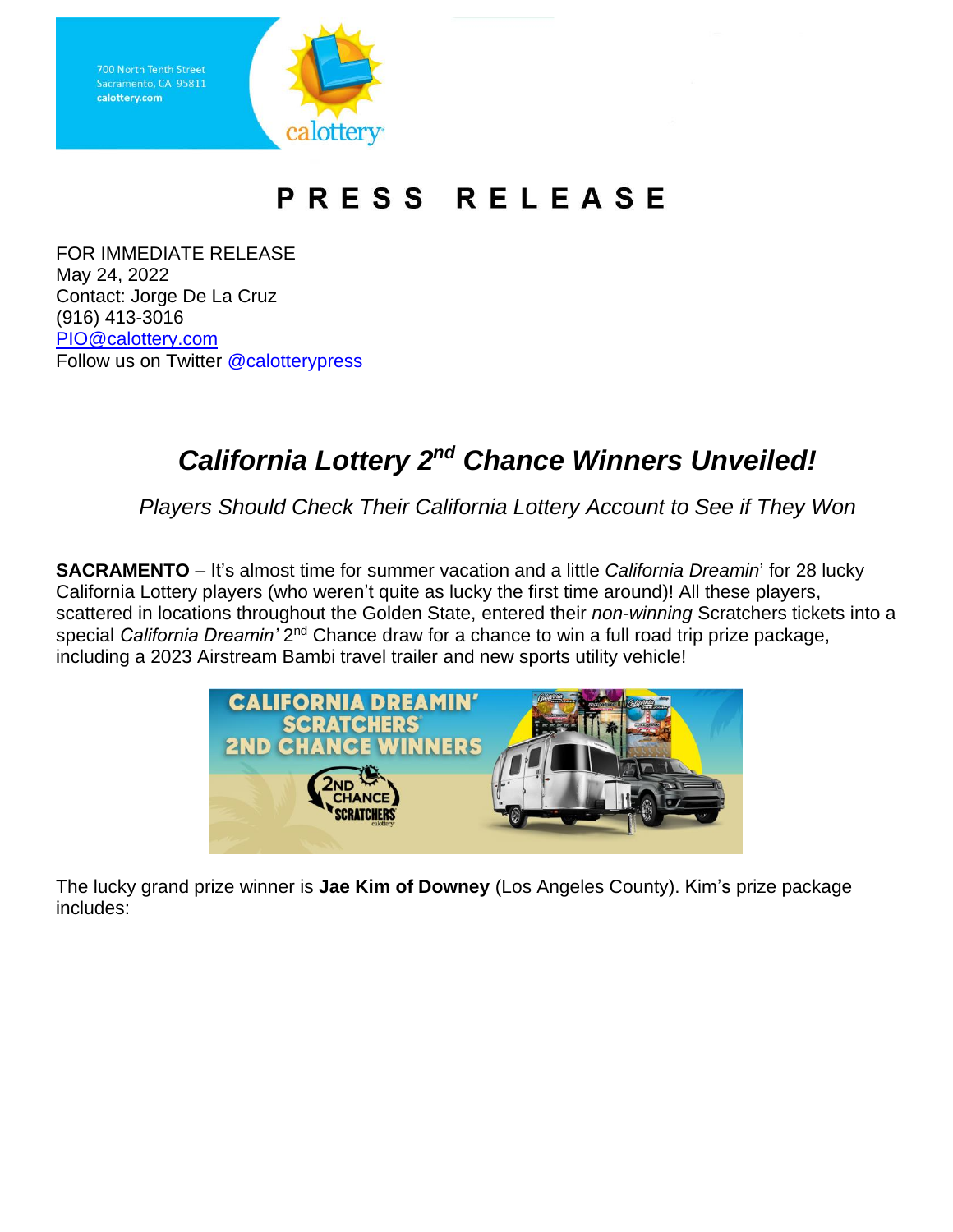700 North Tenth Street
Sacramento, CA 95811
calottery.com

# PRESS RELEASE

FOR IMMEDIATE RELEASE
May 24, 2022
Contact: Jorge De La Cruz
(916) 413-3016
PIO@calottery.com
Follow us on Twitter @calotterypress

## *California Lottery 2nd Chance Winners Unveiled!*

*Players Should Check Their California Lottery Account to See if They Won*

**SACRAMENTO** – It's almost time for summer vacation and a little *California Dreamin*' for 28 lucky California Lottery players (who weren't quite as lucky the first time around)! All these players, scattered in locations throughout the Golden State, entered their *non-winning* Scratchers tickets into a special *California Dreamin'* 2nd Chance draw for a chance to win a full road trip prize package, including a 2023 Airstream Bambi travel trailer and new sports utility vehicle!

The lucky grand prize winner is **Jae Kim of Downey** (Los Angeles County). Kim's prize package includes: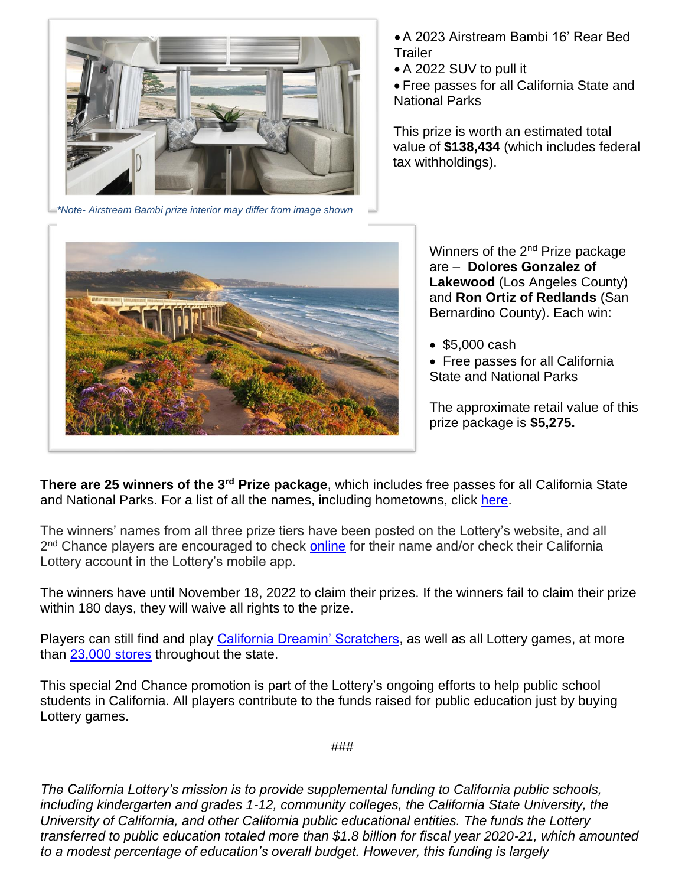*Note- Airstream Bambi prize interior may differ from image shown

- A 2023 Airstream Bambi 16' Rear Bed Trailer
- A 2022 SUV to pull it
- Free passes for all California State and National Parks

This prize is worth an estimated total value of **$138,434** (which includes federal tax withholdings).

Winners of the 2nd Prize package are – **Dolores Gonzalez of Lakewood** (Los Angeles County) and **Ron Ortiz of Redlands** (San Bernardino County). Each win:

- $5,000 cash
- Free passes for all California State and National Parks

The approximate retail value of this prize package is **$5,275.**

**There are 25 winners of the 3rd Prize package**, which includes free passes for all California State and National Parks. For a list of all the names, including hometowns, click here.

The winners' names from all three prize tiers have been posted on the Lottery's website, and all 2nd Chance players are encouraged to check online for their name and/or check their California Lottery account in the Lottery's mobile app.

The winners have until November 18, 2022 to claim their prizes. If the winners fail to claim their prize within 180 days, they will waive all rights to the prize.

Players can still find and play California Dreamin' Scratchers, as well as all Lottery games, at more than 23,000 stores throughout the state.

This special 2nd Chance promotion is part of the Lottery's ongoing efforts to help public school students in California. All players contribute to the funds raised for public education just by buying Lottery games.

###

*The California Lottery's mission is to provide supplemental funding to California public schools, including kindergarten and grades 1-12, community colleges, the California State University, the University of California, and other California public educational entities. The funds the Lottery transferred to public education totaled more than $1.8 billion for fiscal year 2020-21, which amounted to a modest percentage of education's overall budget. However, this funding is largely*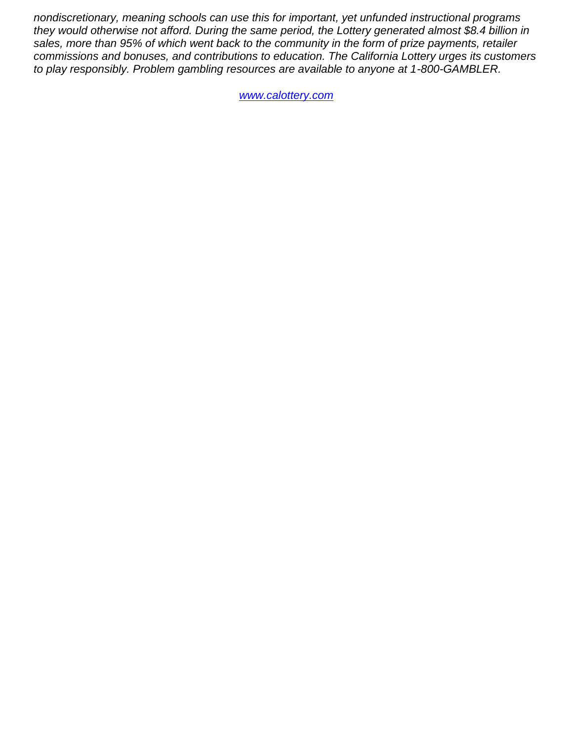*nondiscretionary, meaning schools can use this for important, yet unfunded instructional programs they would otherwise not afford. During the same period, the Lottery generated almost $8.4 billion in sales, more than 95% of which went back to the community in the form of prize payments, retailer commissions and bonuses, and contributions to education. The California Lottery urges its customers to play responsibly. Problem gambling resources are available to anyone at 1-800-GAMBLER.*

[*www.calottery.com*](http://www.calottery.com)